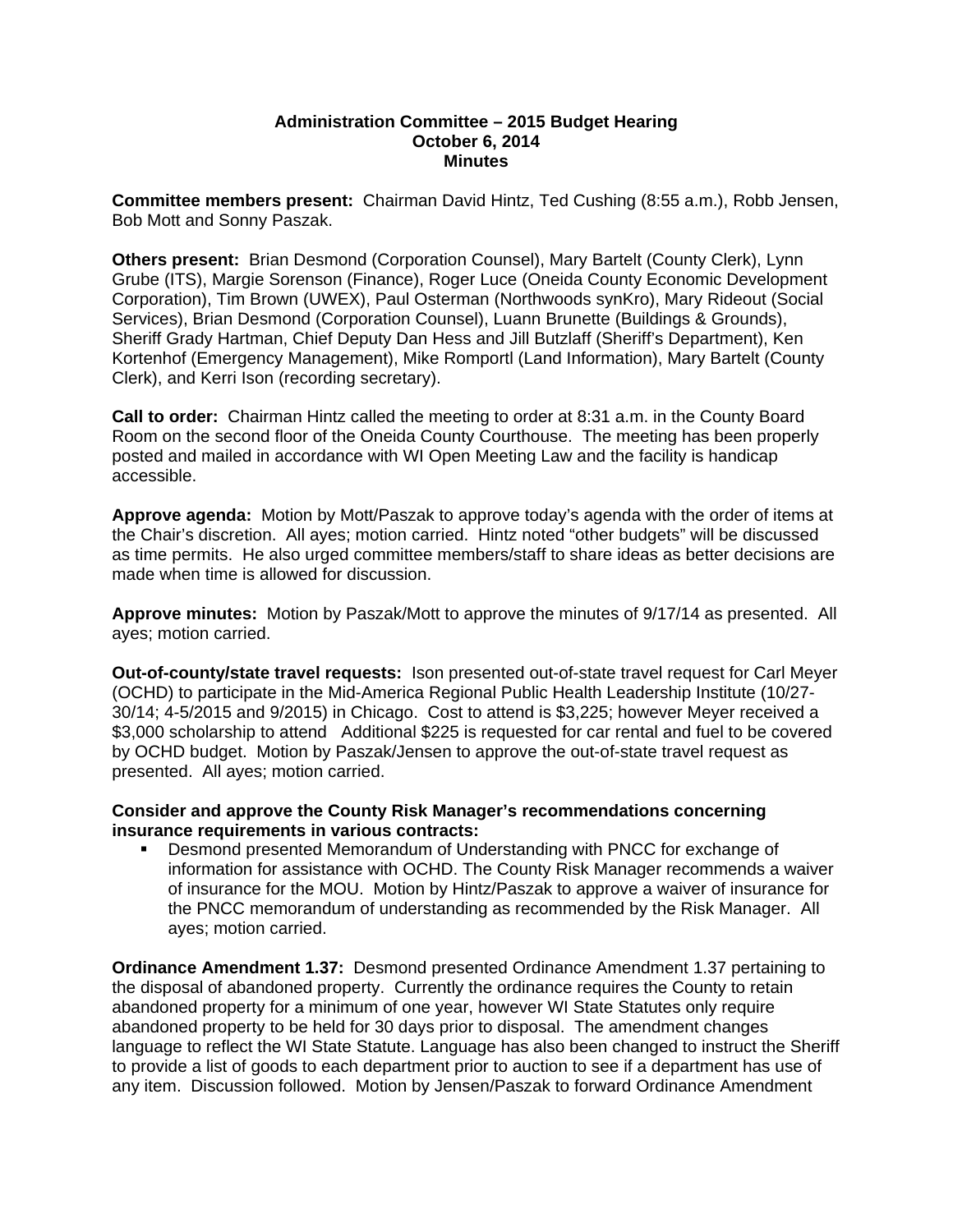**Administration Committee – 2015 Budget Hearing**
**October 6, 2014**
**Minutes**

**Committee members present:** Chairman David Hintz, Ted Cushing (8:55 a.m.), Robb Jensen, Bob Mott and Sonny Paszak.

**Others present:** Brian Desmond (Corporation Counsel), Mary Bartelt (County Clerk), Lynn Grube (ITS), Margie Sorenson (Finance), Roger Luce (Oneida County Economic Development Corporation), Tim Brown (UWEX), Paul Osterman (Northwoods synKro), Mary Rideout (Social Services), Brian Desmond (Corporation Counsel), Luann Brunette (Buildings & Grounds), Sheriff Grady Hartman, Chief Deputy Dan Hess and Jill Butzlaff (Sheriff's Department), Ken Kortenhof (Emergency Management), Mike Romportl (Land Information), Mary Bartelt (County Clerk), and Kerri Ison (recording secretary).

**Call to order:** Chairman Hintz called the meeting to order at 8:31 a.m. in the County Board Room on the second floor of the Oneida County Courthouse. The meeting has been properly posted and mailed in accordance with WI Open Meeting Law and the facility is handicap accessible.

**Approve agenda:** Motion by Mott/Paszak to approve today's agenda with the order of items at the Chair's discretion. All ayes; motion carried. Hintz noted "other budgets" will be discussed as time permits. He also urged committee members/staff to share ideas as better decisions are made when time is allowed for discussion.

**Approve minutes:** Motion by Paszak/Mott to approve the minutes of 9/17/14 as presented. All ayes; motion carried.

**Out-of-county/state travel requests:** Ison presented out-of-state travel request for Carl Meyer (OCHD) to participate in the Mid-America Regional Public Health Leadership Institute (10/27-30/14; 4-5/2015 and 9/2015) in Chicago. Cost to attend is $3,225; however Meyer received a $3,000 scholarship to attend Additional $225 is requested for car rental and fuel to be covered by OCHD budget. Motion by Paszak/Jensen to approve the out-of-state travel request as presented. All ayes; motion carried.

**Consider and approve the County Risk Manager's recommendations concerning insurance requirements in various contracts:**

- Desmond presented Memorandum of Understanding with PNCC for exchange of information for assistance with OCHD. The County Risk Manager recommends a waiver of insurance for the MOU. Motion by Hintz/Paszak to approve a waiver of insurance for the PNCC memorandum of understanding as recommended by the Risk Manager. All ayes; motion carried.

**Ordinance Amendment 1.37:** Desmond presented Ordinance Amendment 1.37 pertaining to the disposal of abandoned property. Currently the ordinance requires the County to retain abandoned property for a minimum of one year, however WI State Statutes only require abandoned property to be held for 30 days prior to disposal. The amendment changes language to reflect the WI State Statute. Language has also been changed to instruct the Sheriff to provide a list of goods to each department prior to auction to see if a department has use of any item. Discussion followed. Motion by Jensen/Paszak to forward Ordinance Amendment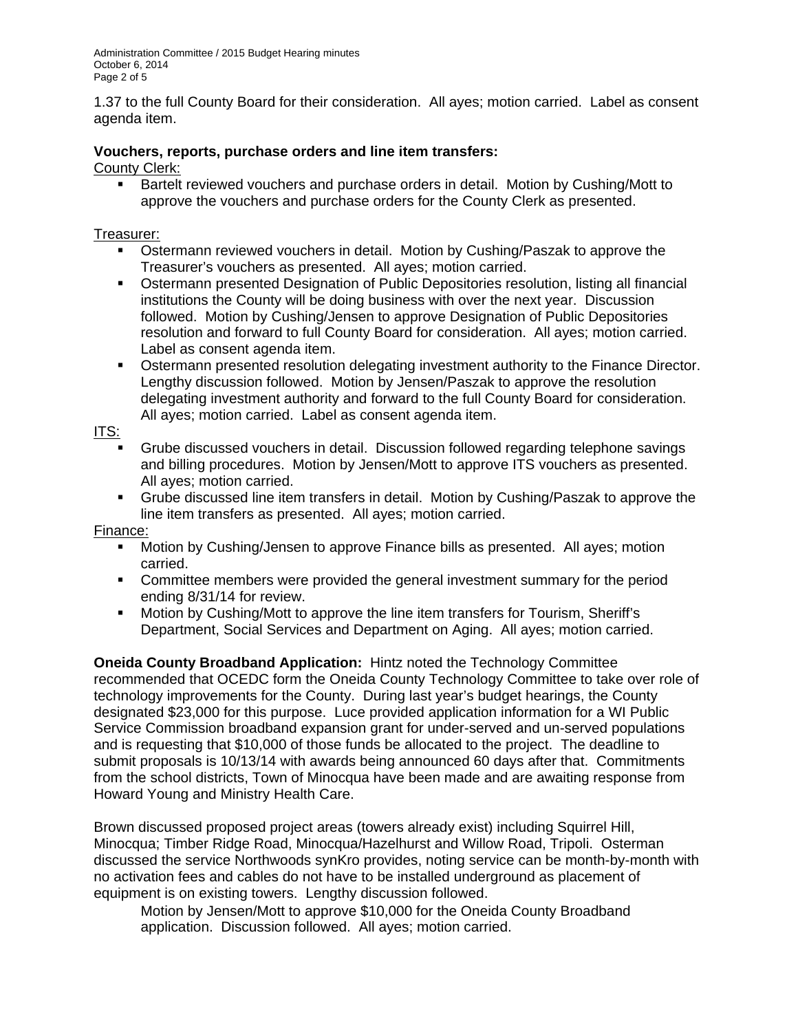1.37 to the full County Board for their consideration. All ayes; motion carried. Label as consent agenda item.

**Vouchers, reports, purchase orders and line item transfers:**

County Clerk:

- Bartelt reviewed vouchers and purchase orders in detail. Motion by Cushing/Mott to approve the vouchers and purchase orders for the County Clerk as presented.

Treasurer:

- Ostermann reviewed vouchers in detail. Motion by Cushing/Paszak to approve the Treasurer's vouchers as presented. All ayes; motion carried.
- Ostermann presented Designation of Public Depositories resolution, listing all financial institutions the County will be doing business with over the next year. Discussion followed. Motion by Cushing/Jensen to approve Designation of Public Depositories resolution and forward to full County Board for consideration. All ayes; motion carried. Label as consent agenda item.
- Ostermann presented resolution delegating investment authority to the Finance Director. Lengthy discussion followed. Motion by Jensen/Paszak to approve the resolution delegating investment authority and forward to the full County Board for consideration. All ayes; motion carried. Label as consent agenda item.

ITS:

- Grube discussed vouchers in detail. Discussion followed regarding telephone savings and billing procedures. Motion by Jensen/Mott to approve ITS vouchers as presented. All ayes; motion carried.
- Grube discussed line item transfers in detail. Motion by Cushing/Paszak to approve the line item transfers as presented. All ayes; motion carried.

Finance:

- Motion by Cushing/Jensen to approve Finance bills as presented. All ayes; motion carried.
- Committee members were provided the general investment summary for the period ending 8/31/14 for review.
- Motion by Cushing/Mott to approve the line item transfers for Tourism, Sheriff's Department, Social Services and Department on Aging. All ayes; motion carried.

**Oneida County Broadband Application:** Hintz noted the Technology Committee recommended that OCEDC form the Oneida County Technology Committee to take over role of technology improvements for the County. During last year's budget hearings, the County designated $23,000 for this purpose. Luce provided application information for a WI Public Service Commission broadband expansion grant for under-served and un-served populations and is requesting that $10,000 of those funds be allocated to the project. The deadline to submit proposals is 10/13/14 with awards being announced 60 days after that. Commitments from the school districts, Town of Minocqua have been made and are awaiting response from Howard Young and Ministry Health Care.

Brown discussed proposed project areas (towers already exist) including Squirrel Hill, Minocqua; Timber Ridge Road, Minocqua/Hazelhurst and Willow Road, Tripoli. Osterman discussed the service Northwoods synKro provides, noting service can be month-by-month with no activation fees and cables do not have to be installed underground as placement of equipment is on existing towers. Lengthy discussion followed.

Motion by Jensen/Mott to approve $10,000 for the Oneida County Broadband application. Discussion followed. All ayes; motion carried.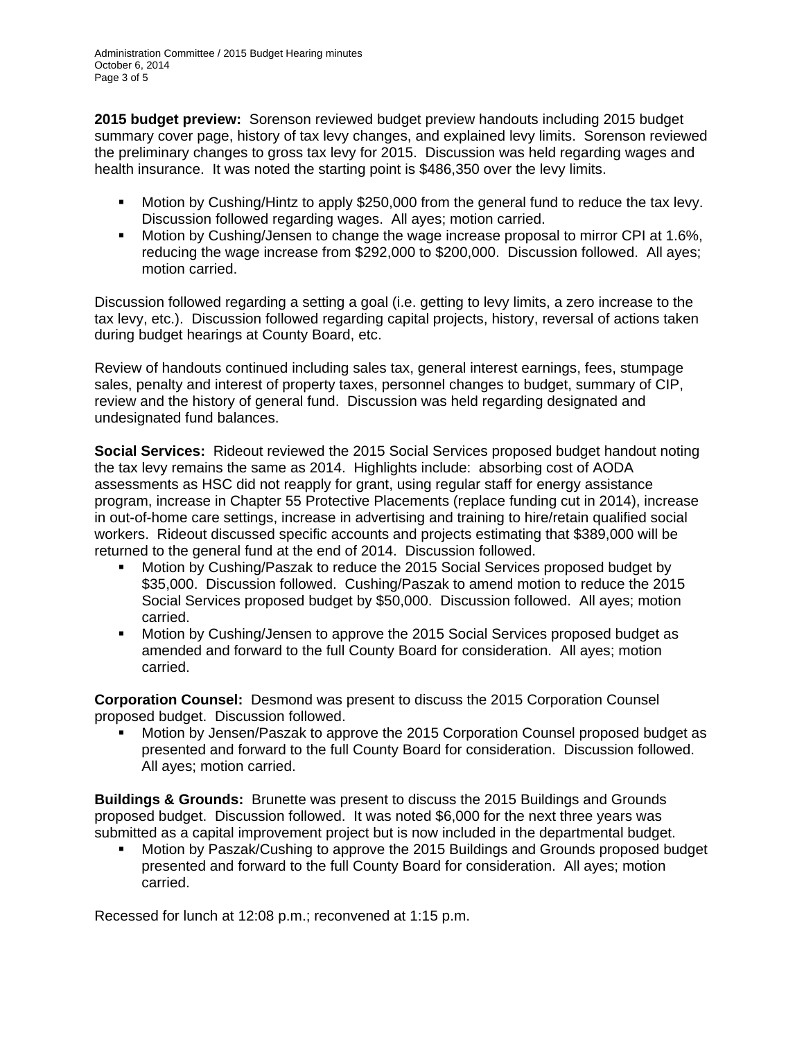**2015 budget preview:** Sorenson reviewed budget preview handouts including 2015 budget summary cover page, history of tax levy changes, and explained levy limits. Sorenson reviewed the preliminary changes to gross tax levy for 2015. Discussion was held regarding wages and health insurance. It was noted the starting point is $486,350 over the levy limits.

- Motion by Cushing/Hintz to apply $250,000 from the general fund to reduce the tax levy. Discussion followed regarding wages. All ayes; motion carried.
- Motion by Cushing/Jensen to change the wage increase proposal to mirror CPI at 1.6%, reducing the wage increase from $292,000 to $200,000. Discussion followed. All ayes; motion carried.

Discussion followed regarding a setting a goal (i.e. getting to levy limits, a zero increase to the tax levy, etc.). Discussion followed regarding capital projects, history, reversal of actions taken during budget hearings at County Board, etc.

Review of handouts continued including sales tax, general interest earnings, fees, stumpage sales, penalty and interest of property taxes, personnel changes to budget, summary of CIP, review and the history of general fund. Discussion was held regarding designated and undesignated fund balances.

**Social Services:** Rideout reviewed the 2015 Social Services proposed budget handout noting the tax levy remains the same as 2014. Highlights include: absorbing cost of AODA assessments as HSC did not reapply for grant, using regular staff for energy assistance program, increase in Chapter 55 Protective Placements (replace funding cut in 2014), increase in out-of-home care settings, increase in advertising and training to hire/retain qualified social workers. Rideout discussed specific accounts and projects estimating that $389,000 will be returned to the general fund at the end of 2014. Discussion followed.

- Motion by Cushing/Paszak to reduce the 2015 Social Services proposed budget by $35,000. Discussion followed. Cushing/Paszak to amend motion to reduce the 2015 Social Services proposed budget by $50,000. Discussion followed. All ayes; motion carried.
- Motion by Cushing/Jensen to approve the 2015 Social Services proposed budget as amended and forward to the full County Board for consideration. All ayes; motion carried.

**Corporation Counsel:** Desmond was present to discuss the 2015 Corporation Counsel proposed budget. Discussion followed.

- Motion by Jensen/Paszak to approve the 2015 Corporation Counsel proposed budget as presented and forward to the full County Board for consideration. Discussion followed. All ayes; motion carried.

**Buildings & Grounds:** Brunette was present to discuss the 2015 Buildings and Grounds proposed budget. Discussion followed. It was noted $6,000 for the next three years was submitted as a capital improvement project but is now included in the departmental budget.

- Motion by Paszak/Cushing to approve the 2015 Buildings and Grounds proposed budget presented and forward to the full County Board for consideration. All ayes; motion carried.

Recessed for lunch at 12:08 p.m.; reconvened at 1:15 p.m.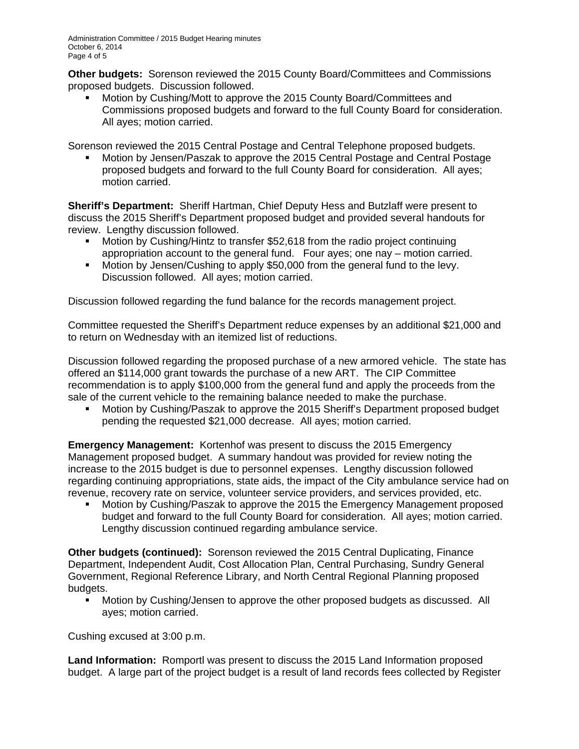**Other budgets:** Sorenson reviewed the 2015 County Board/Committees and Commissions proposed budgets. Discussion followed.

- Motion by Cushing/Mott to approve the 2015 County Board/Committees and Commissions proposed budgets and forward to the full County Board for consideration. All ayes; motion carried.

Sorenson reviewed the 2015 Central Postage and Central Telephone proposed budgets.

- Motion by Jensen/Paszak to approve the 2015 Central Postage and Central Postage proposed budgets and forward to the full County Board for consideration. All ayes; motion carried.

**Sheriff's Department:** Sheriff Hartman, Chief Deputy Hess and Butzlaff were present to discuss the 2015 Sheriff's Department proposed budget and provided several handouts for review. Lengthy discussion followed.

- Motion by Cushing/Hintz to transfer $52,618 from the radio project continuing appropriation account to the general fund. Four ayes; one nay – motion carried.
- Motion by Jensen/Cushing to apply $50,000 from the general fund to the levy. Discussion followed. All ayes; motion carried.

Discussion followed regarding the fund balance for the records management project.

Committee requested the Sheriff's Department reduce expenses by an additional $21,000 and to return on Wednesday with an itemized list of reductions.

Discussion followed regarding the proposed purchase of a new armored vehicle. The state has offered an $114,000 grant towards the purchase of a new ART. The CIP Committee recommendation is to apply $100,000 from the general fund and apply the proceeds from the sale of the current vehicle to the remaining balance needed to make the purchase.

- Motion by Cushing/Paszak to approve the 2015 Sheriff's Department proposed budget pending the requested $21,000 decrease. All ayes; motion carried.

**Emergency Management:** Kortenhof was present to discuss the 2015 Emergency Management proposed budget. A summary handout was provided for review noting the increase to the 2015 budget is due to personnel expenses. Lengthy discussion followed regarding continuing appropriations, state aids, the impact of the City ambulance service had on revenue, recovery rate on service, volunteer service providers, and services provided, etc.

- Motion by Cushing/Paszak to approve the 2015 the Emergency Management proposed budget and forward to the full County Board for consideration. All ayes; motion carried. Lengthy discussion continued regarding ambulance service.

**Other budgets (continued):** Sorenson reviewed the 2015 Central Duplicating, Finance Department, Independent Audit, Cost Allocation Plan, Central Purchasing, Sundry General Government, Regional Reference Library, and North Central Regional Planning proposed budgets.

- Motion by Cushing/Jensen to approve the other proposed budgets as discussed. All ayes; motion carried.

Cushing excused at 3:00 p.m.

**Land Information:** Romportl was present to discuss the 2015 Land Information proposed budget. A large part of the project budget is a result of land records fees collected by Register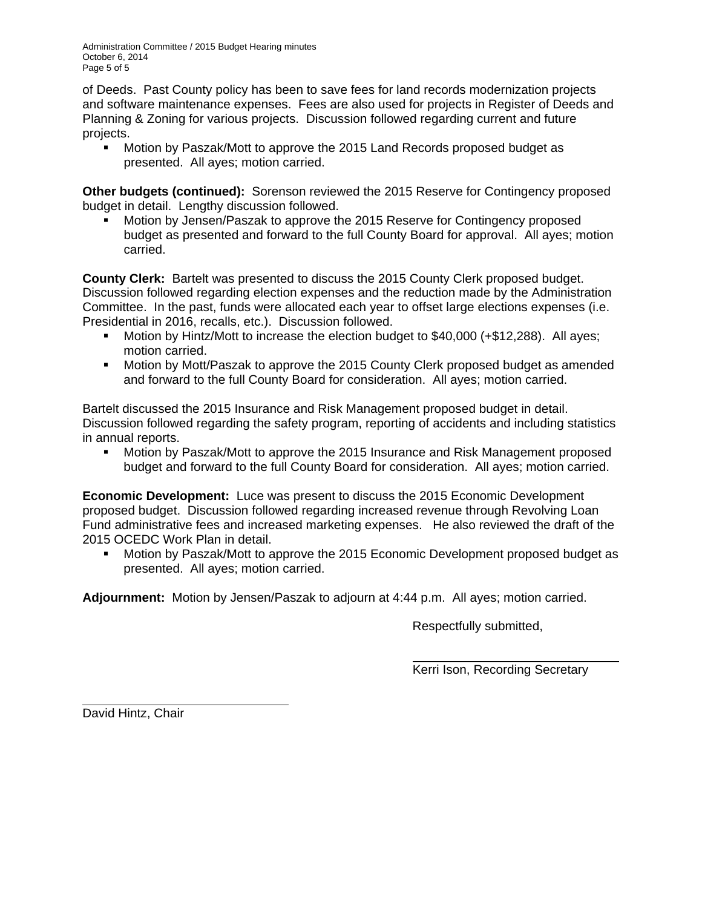of Deeds. Past County policy has been to save fees for land records modernization projects and software maintenance expenses. Fees are also used for projects in Register of Deeds and Planning & Zoning for various projects. Discussion followed regarding current and future projects.

- Motion by Paszak/Mott to approve the 2015 Land Records proposed budget as presented. All ayes; motion carried.

**Other budgets (continued):** Sorenson reviewed the 2015 Reserve for Contingency proposed budget in detail. Lengthy discussion followed.

- Motion by Jensen/Paszak to approve the 2015 Reserve for Contingency proposed budget as presented and forward to the full County Board for approval. All ayes; motion carried.

**County Clerk:** Bartelt was presented to discuss the 2015 County Clerk proposed budget. Discussion followed regarding election expenses and the reduction made by the Administration Committee. In the past, funds were allocated each year to offset large elections expenses (i.e. Presidential in 2016, recalls, etc.). Discussion followed.

- Motion by Hintz/Mott to increase the election budget to $40,000 (+$12,288). All ayes; motion carried.
- Motion by Mott/Paszak to approve the 2015 County Clerk proposed budget as amended and forward to the full County Board for consideration. All ayes; motion carried.

Bartelt discussed the 2015 Insurance and Risk Management proposed budget in detail. Discussion followed regarding the safety program, reporting of accidents and including statistics in annual reports.

- Motion by Paszak/Mott to approve the 2015 Insurance and Risk Management proposed budget and forward to the full County Board for consideration. All ayes; motion carried.

**Economic Development:** Luce was present to discuss the 2015 Economic Development proposed budget. Discussion followed regarding increased revenue through Revolving Loan Fund administrative fees and increased marketing expenses. He also reviewed the draft of the 2015 OCEDC Work Plan in detail.

- Motion by Paszak/Mott to approve the 2015 Economic Development proposed budget as presented. All ayes; motion carried.

**Adjournment:** Motion by Jensen/Paszak to adjourn at 4:44 p.m. All ayes; motion carried.

Respectfully submitted,

Kerri Ison, Recording Secretary

David Hintz, Chair